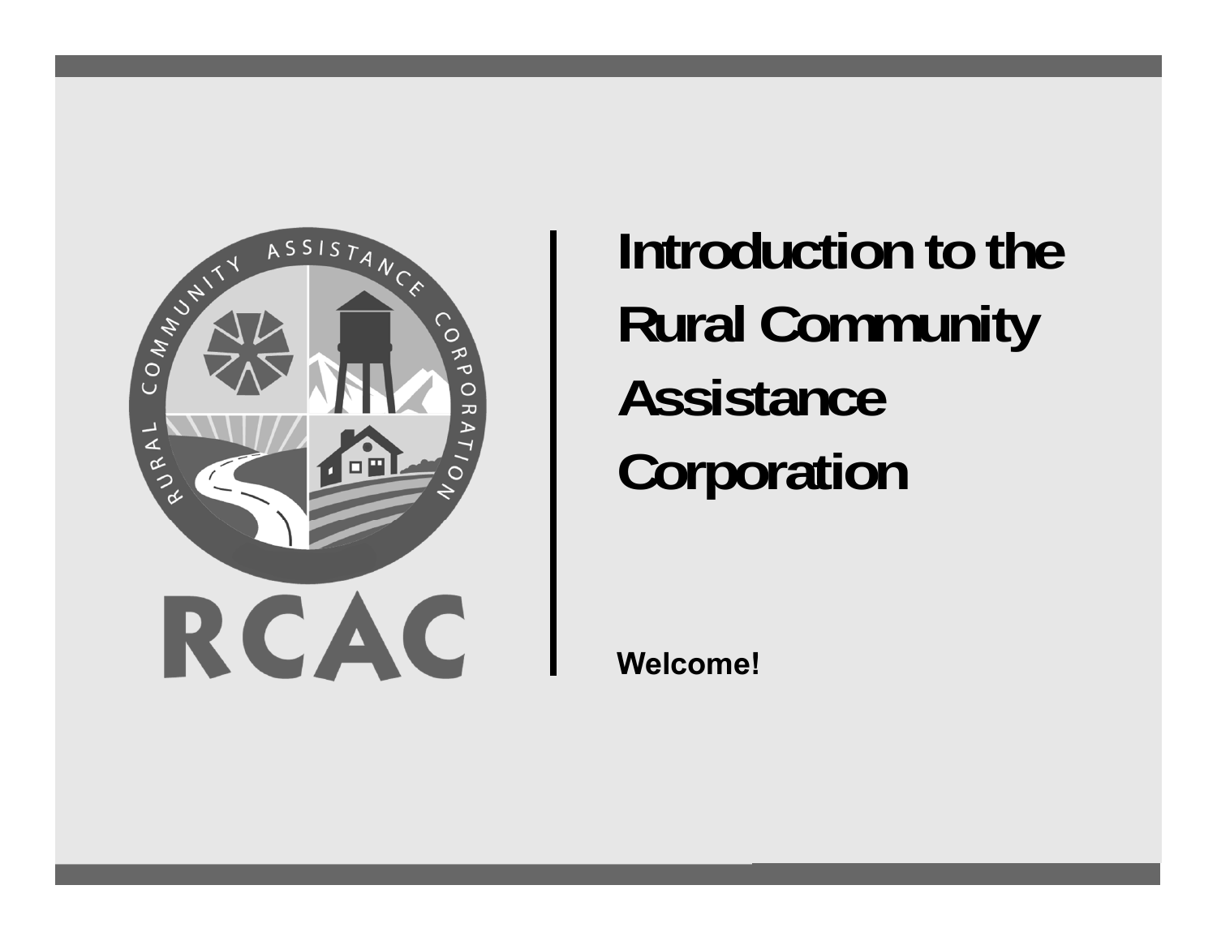# Introduction to the Rural Community Assistance Corporation

**Welcome!**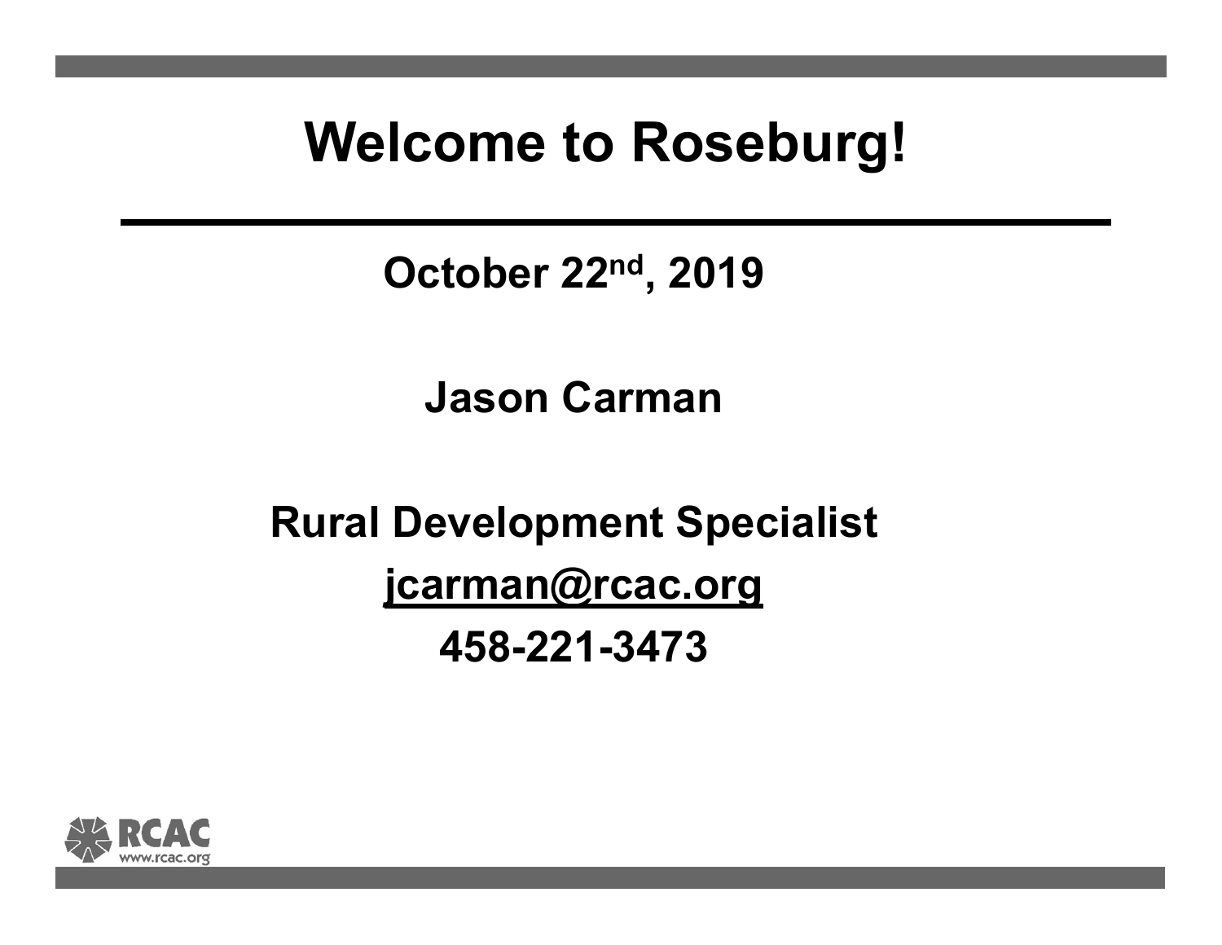# Welcome to Roseburg!

**October 22nd, 2019**

**Jason Carman**

**Rural Development Specialist**

**jcarman@rcac.org**

**458-221-3473**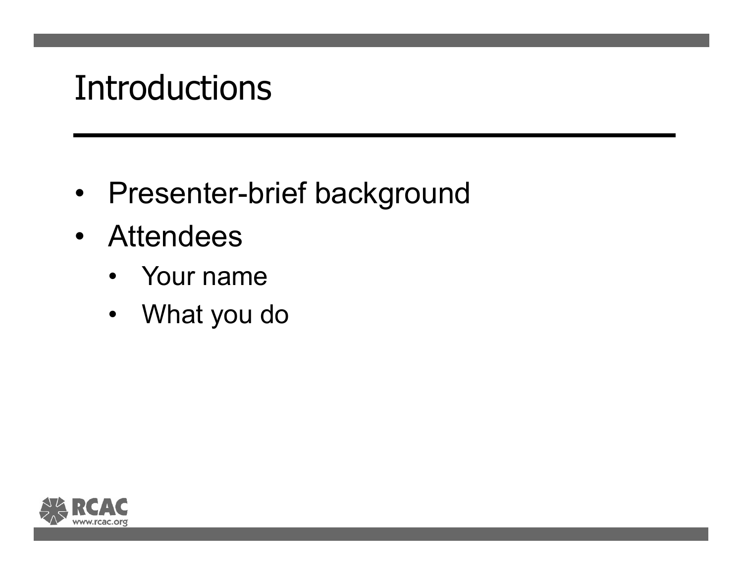# Introductions

- Presenter-brief background
- Attendees
  - Your name
  - What you do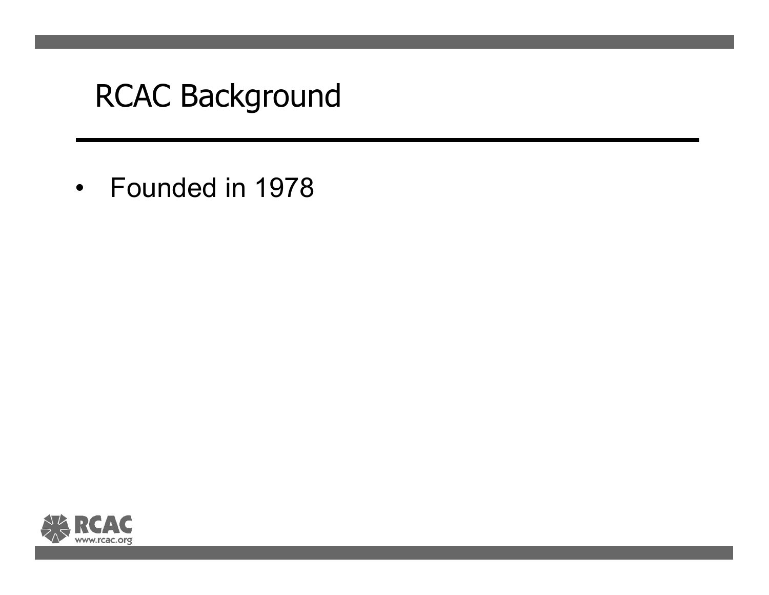# RCAC Background

- Founded in 1978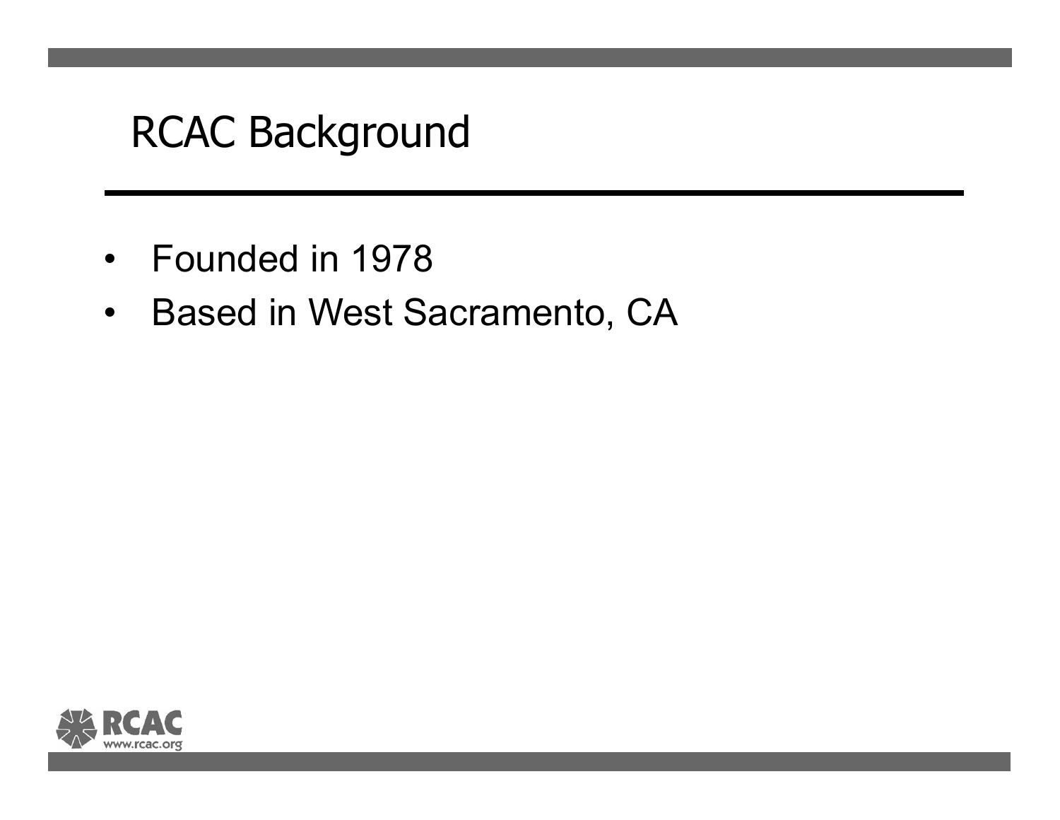# RCAC Background

- Founded in 1978
- Based in West Sacramento, CA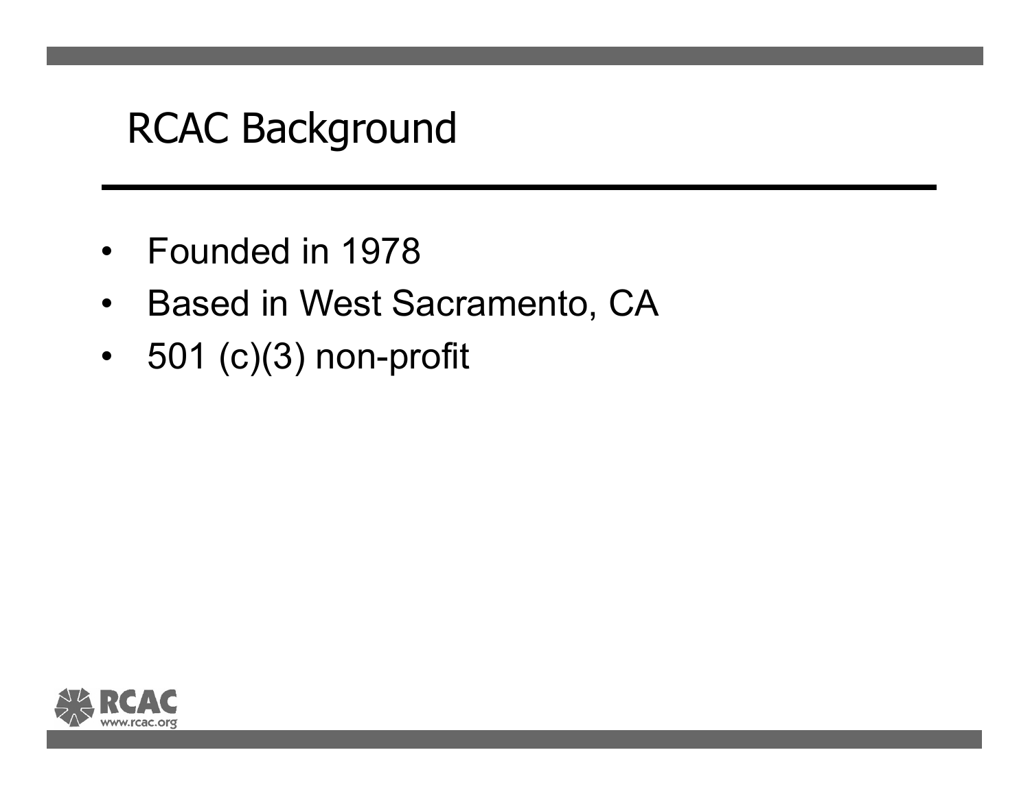# RCAC Background

- Founded in 1978
- Based in West Sacramento, CA
- 501 (c)(3) non-profit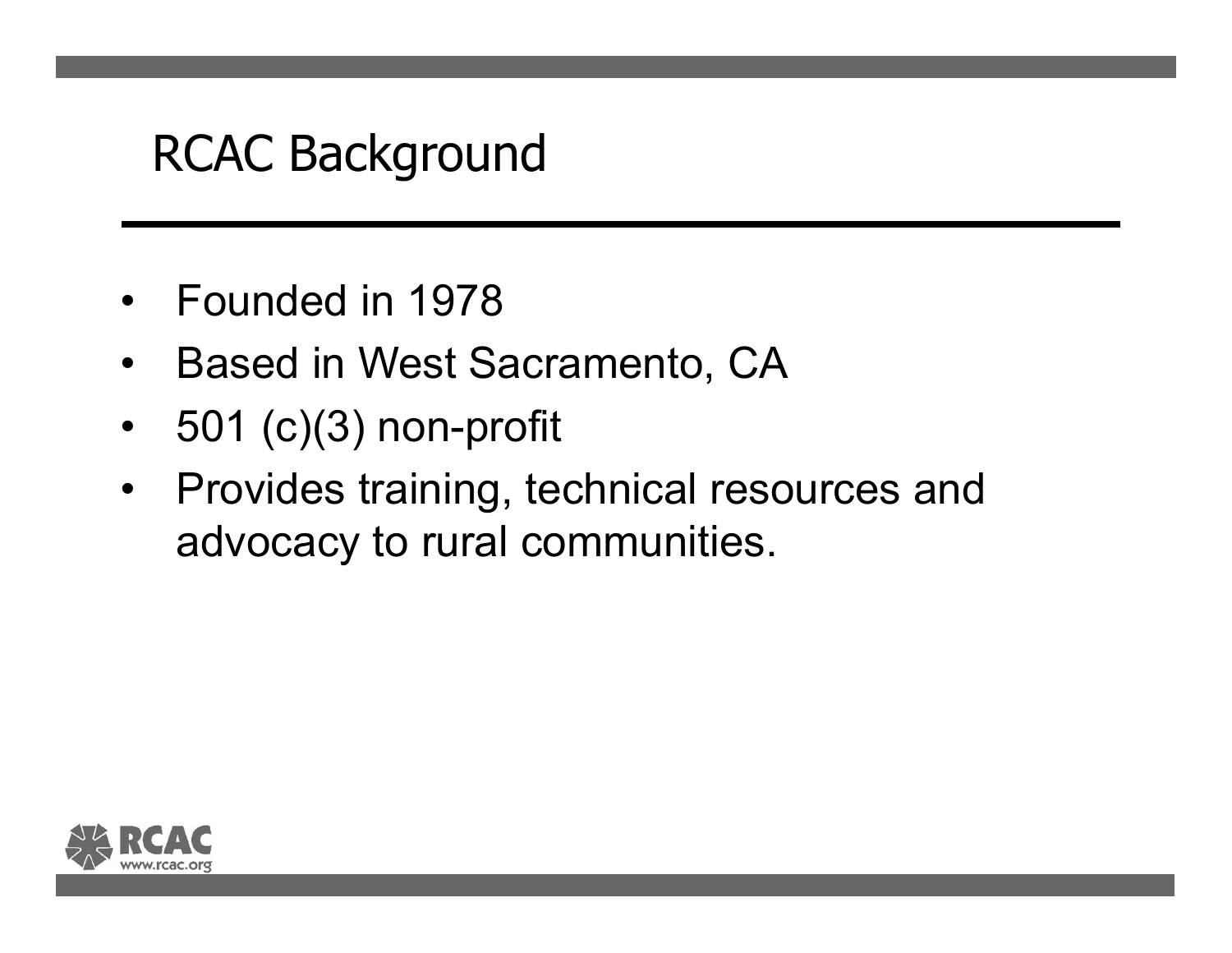# RCAC Background

- Founded in 1978
- Based in West Sacramento, CA
- 501 (c)(3) non-profit
- Provides training, technical resources and advocacy to rural communities.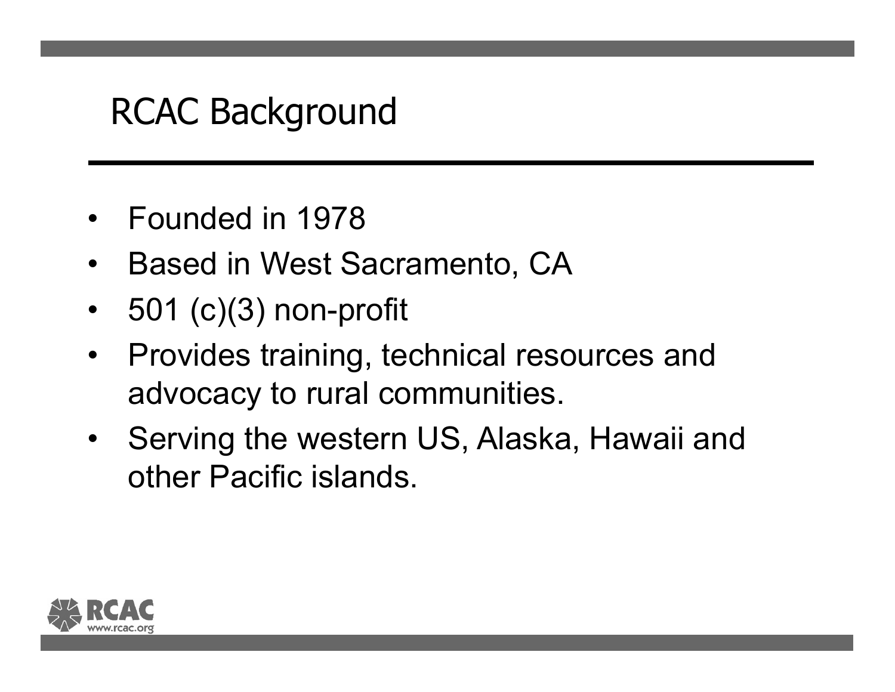# RCAC Background

- Founded in 1978
- Based in West Sacramento, CA
- 501 (c)(3) non-profit
- Provides training, technical resources and advocacy to rural communities.
- Serving the western US, Alaska, Hawaii and other Pacific islands.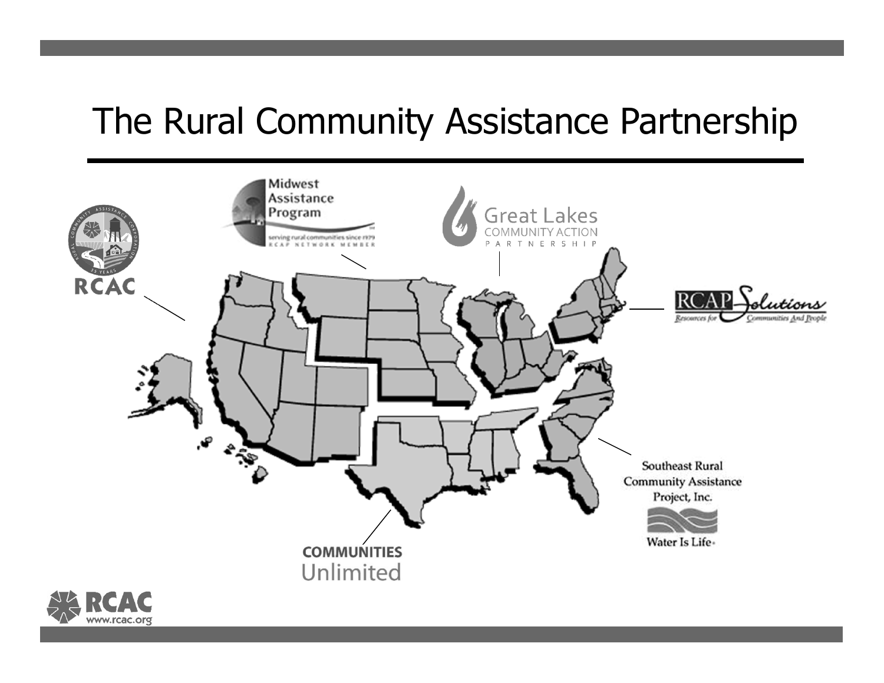# The Rural Community Assistance Partnership

RCAC

Midwest Assistance Program

serving rural communities since 1979
RCAP NETWORK MEMBER

Great Lakes COMMUNITY ACTION PARTNERSHIP

RCAP Solutions
Resources for Communities And People

Southeast Rural Community Assistance Project, Inc.
Water Is Life

COMMUNITIES Unlimited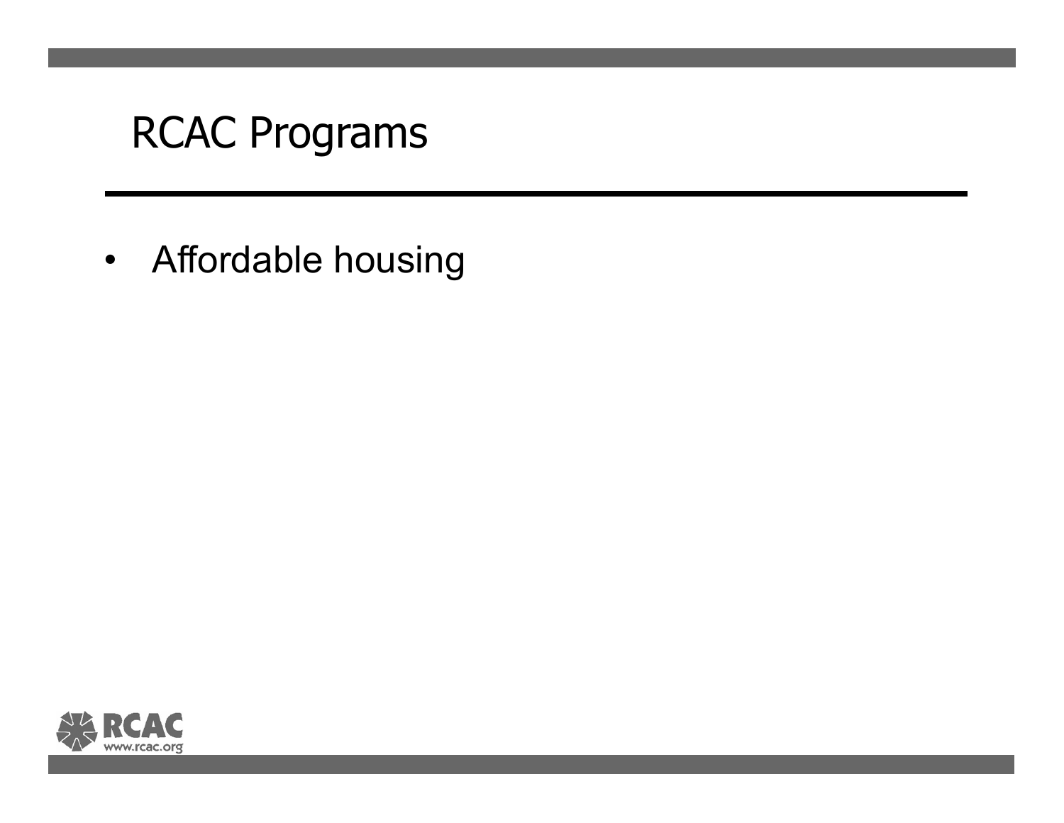# RCAC Programs

- Affordable housing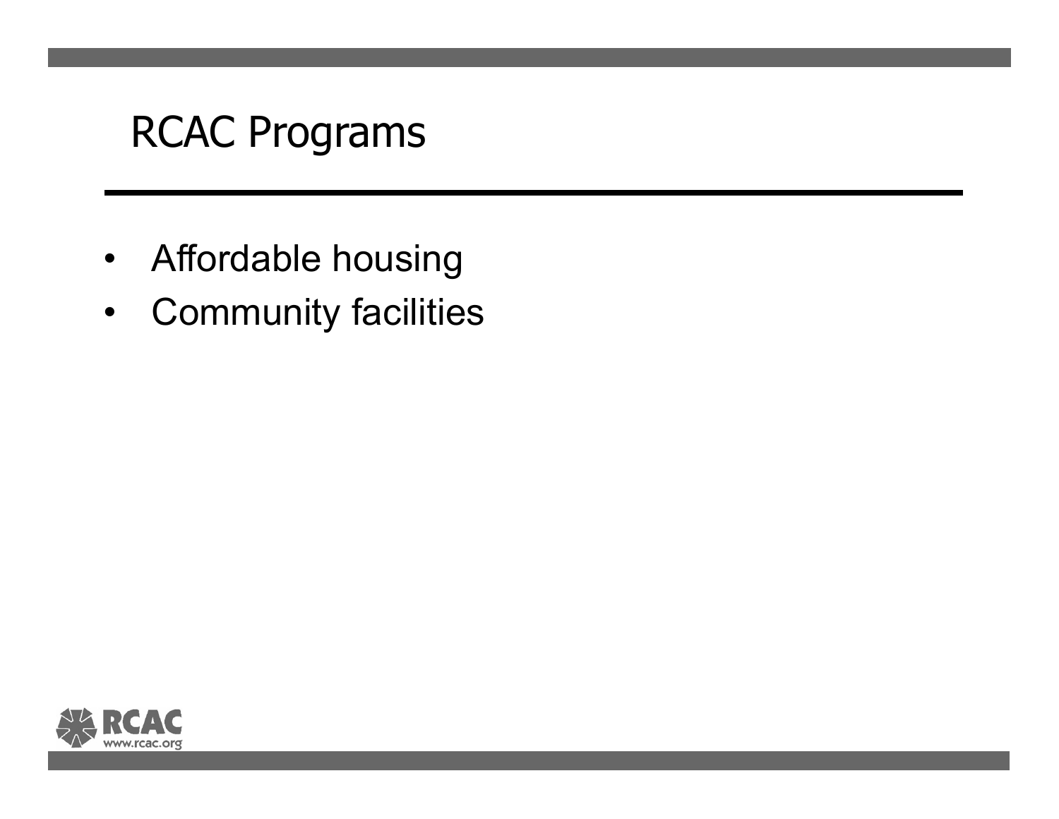# RCAC Programs

- Affordable housing
- Community facilities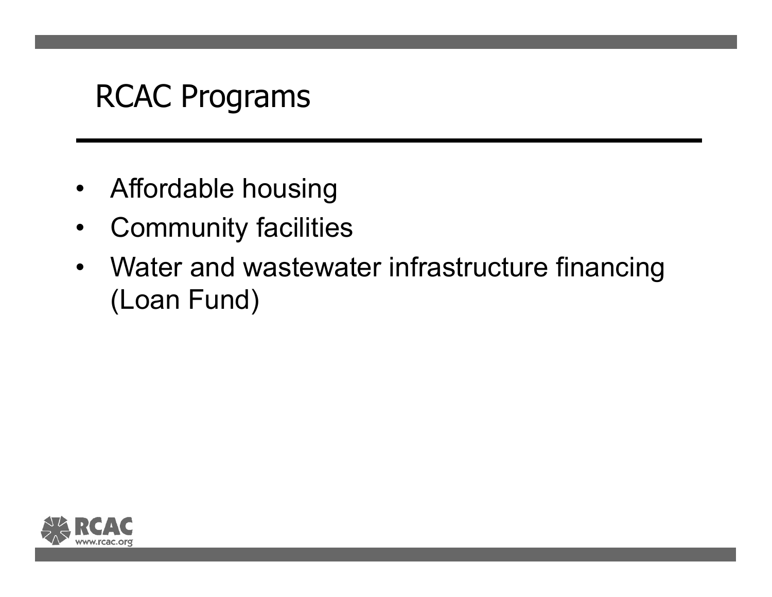# RCAC Programs

- Affordable housing
- Community facilities
- Water and wastewater infrastructure financing (Loan Fund)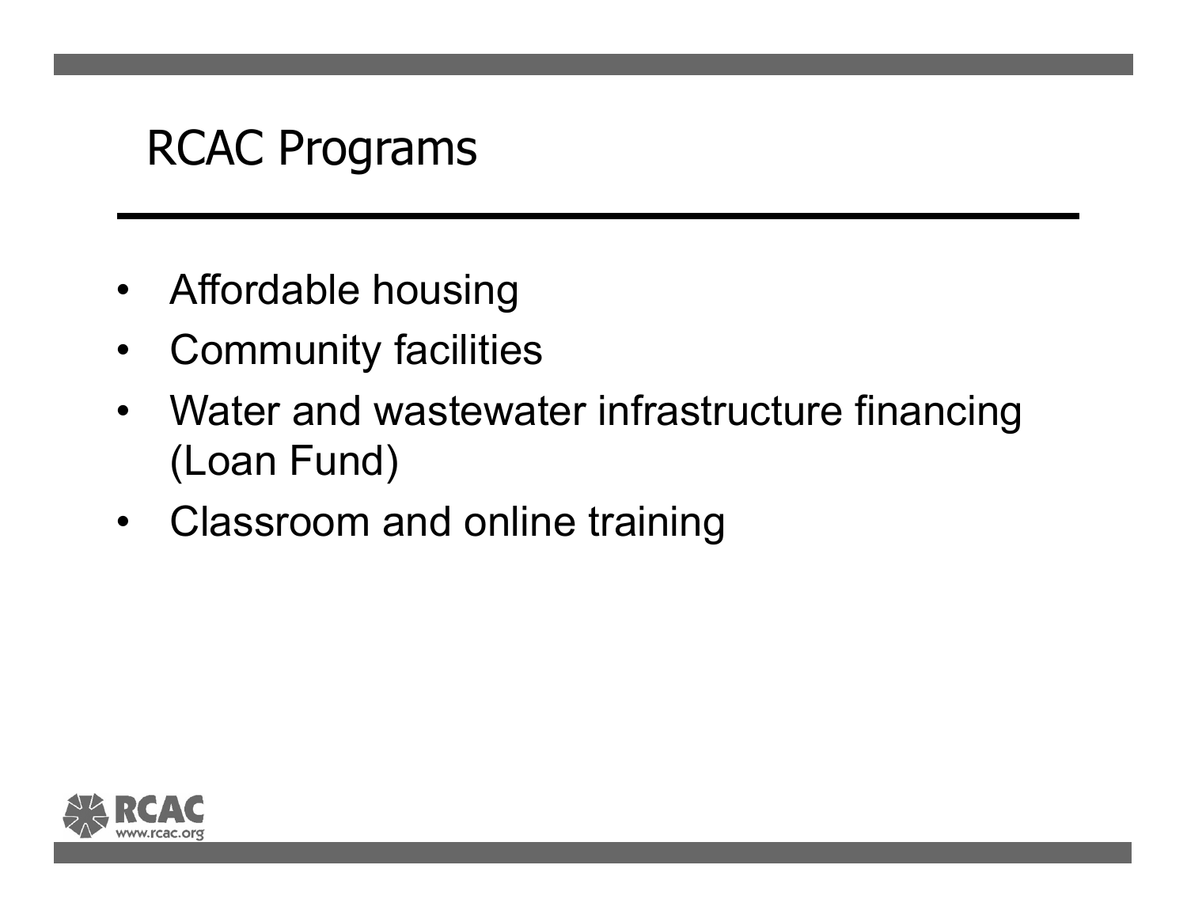# RCAC Programs

- Affordable housing
- Community facilities
- Water and wastewater infrastructure financing (Loan Fund)
- Classroom and online training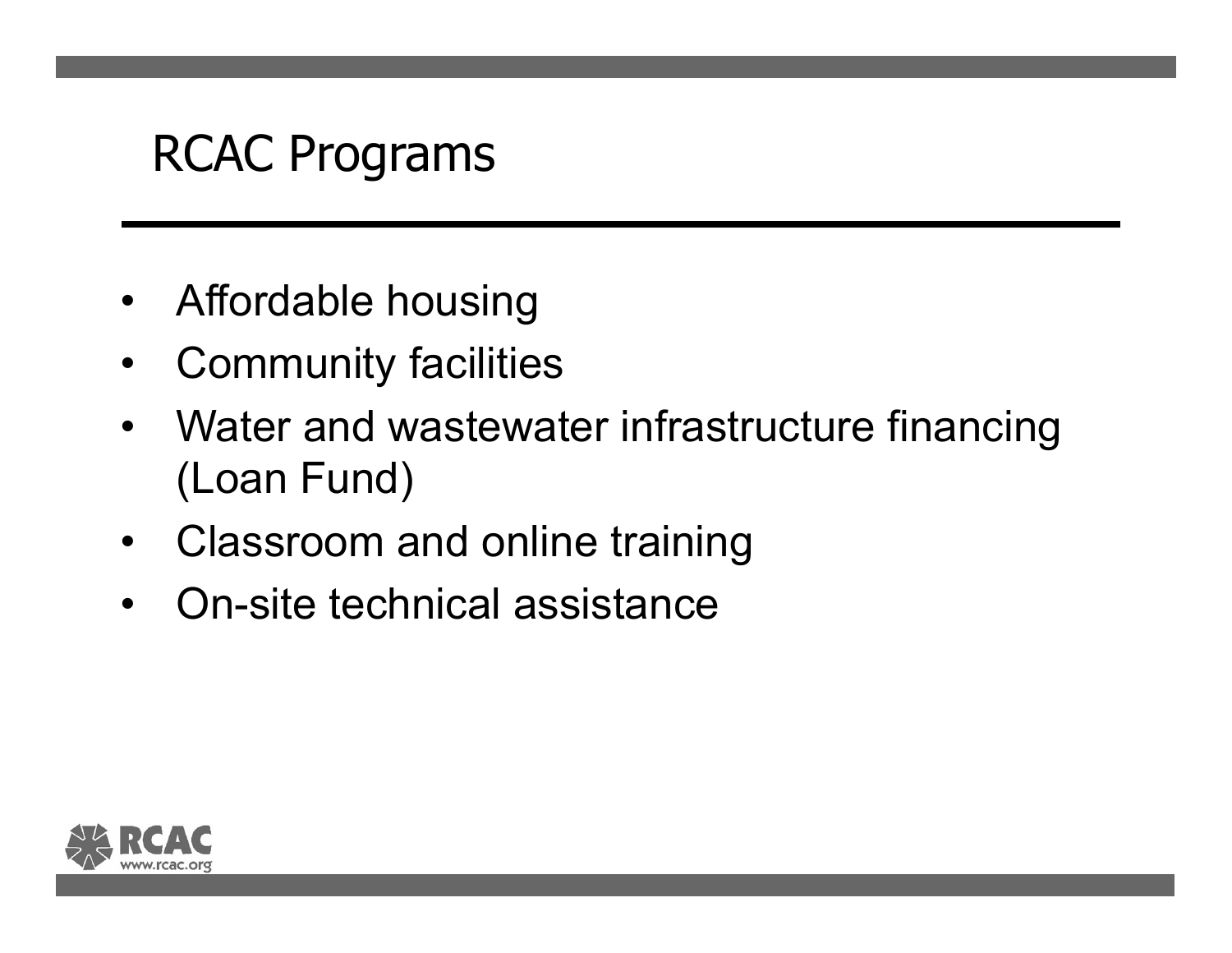# RCAC Programs

- Affordable housing
- Community facilities
- Water and wastewater infrastructure financing (Loan Fund)
- Classroom and online training
- On-site technical assistance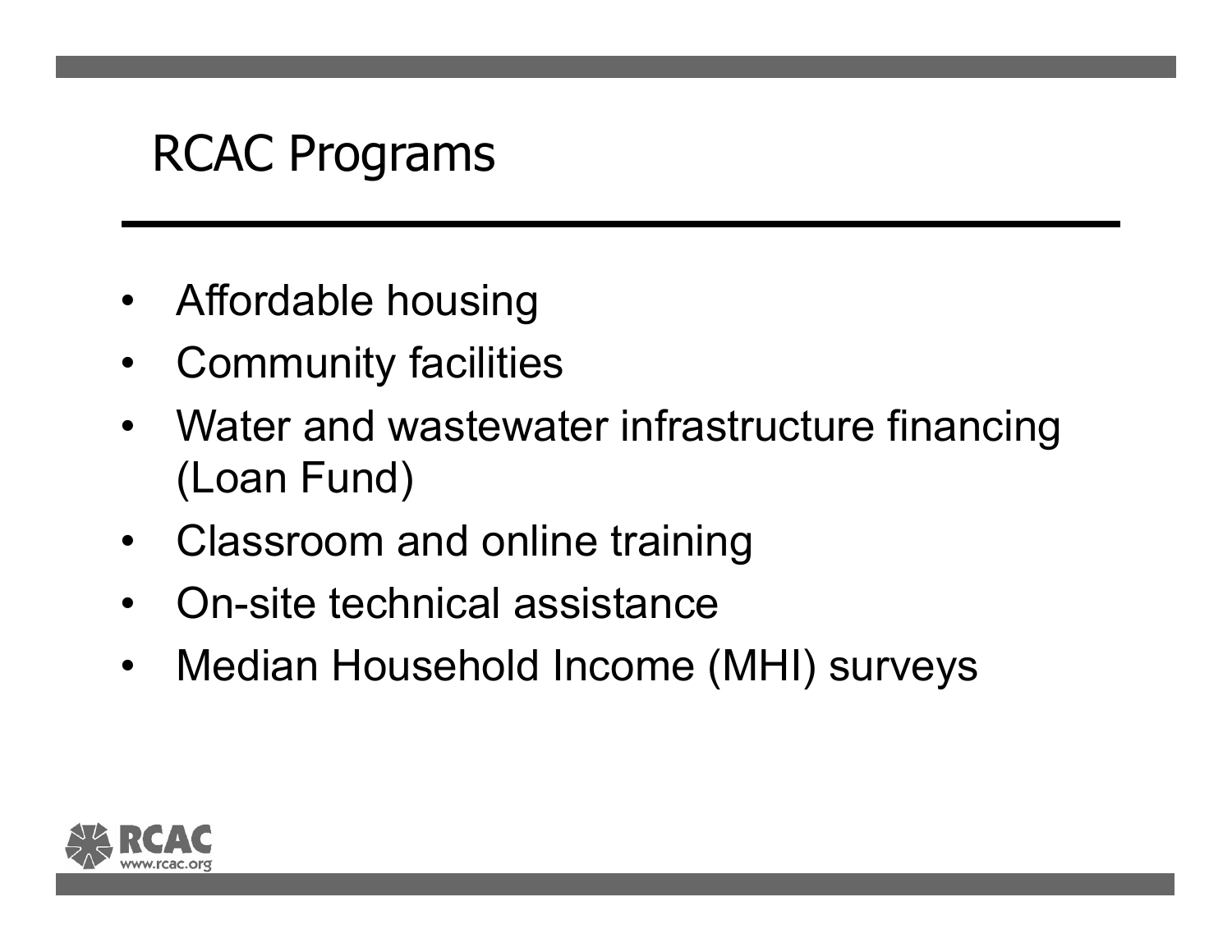# RCAC Programs

- Affordable housing
- Community facilities
- Water and wastewater infrastructure financing (Loan Fund)
- Classroom and online training
- On-site technical assistance
- Median Household Income (MHI) surveys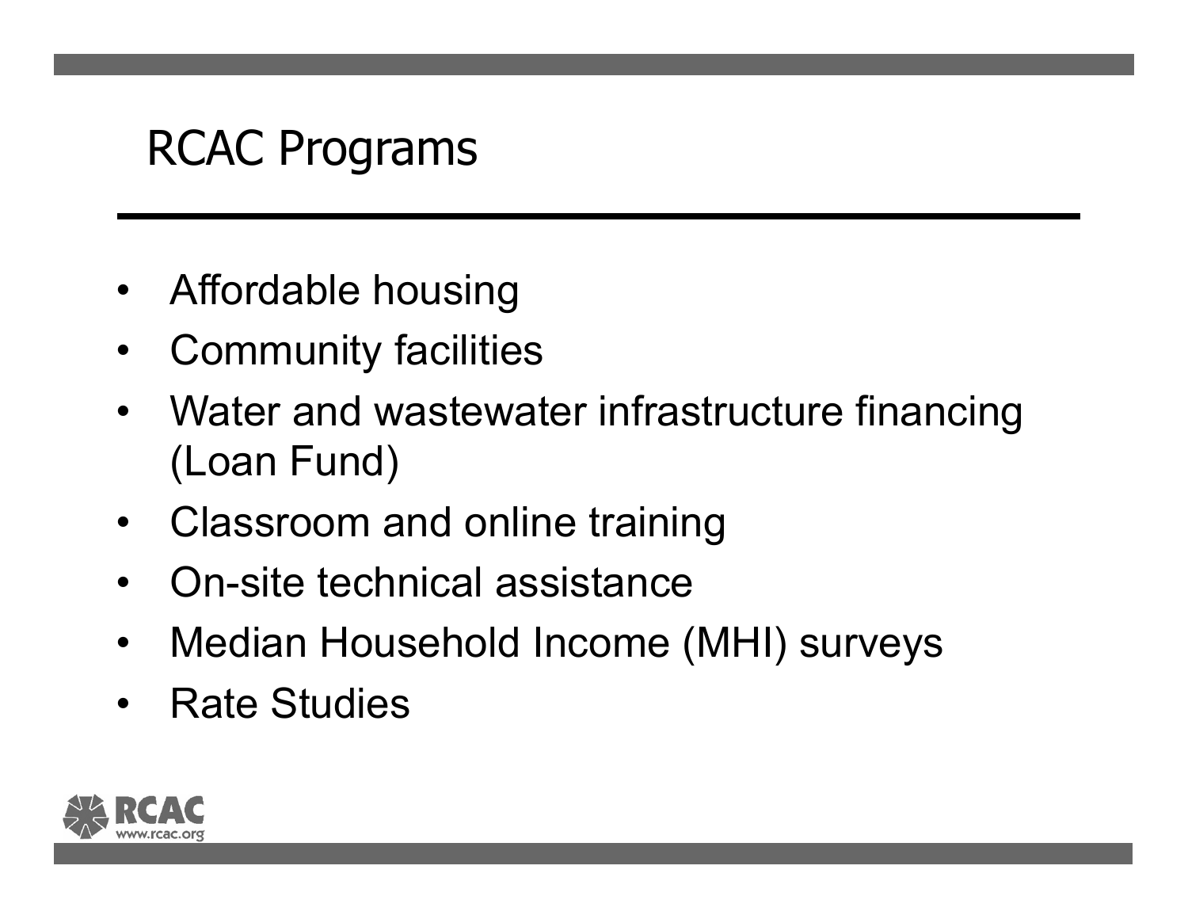# RCAC Programs

- Affordable housing
- Community facilities
- Water and wastewater infrastructure financing (Loan Fund)
- Classroom and online training
- On-site technical assistance
- Median Household Income (MHI) surveys
- Rate Studies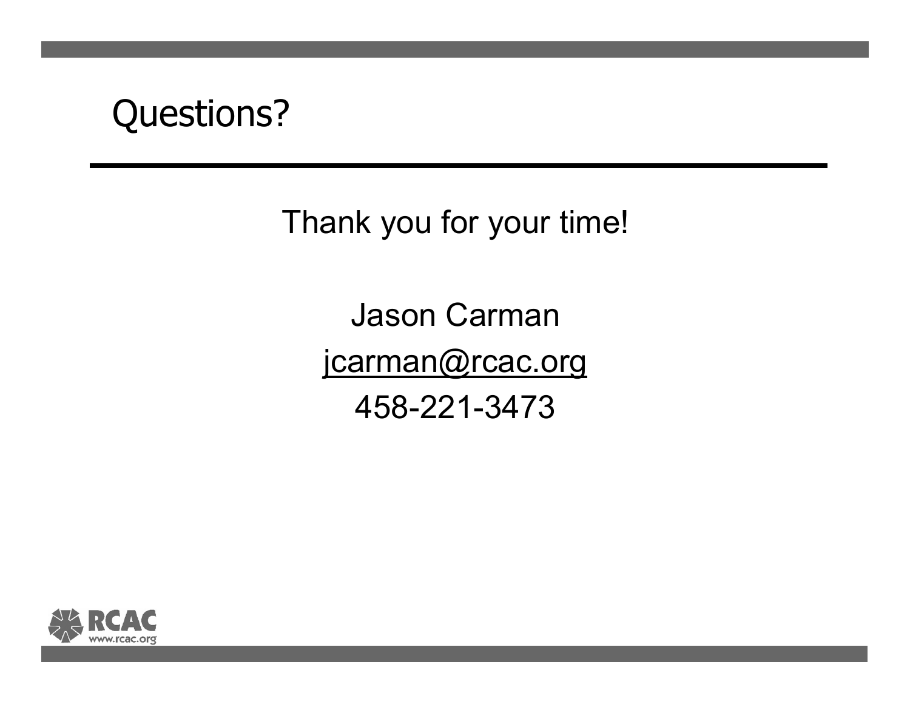# Questions?

Thank you for your time!

Jason Carman

jcarman@rcac.org

458-221-3473

RCAC
www.rcac.org